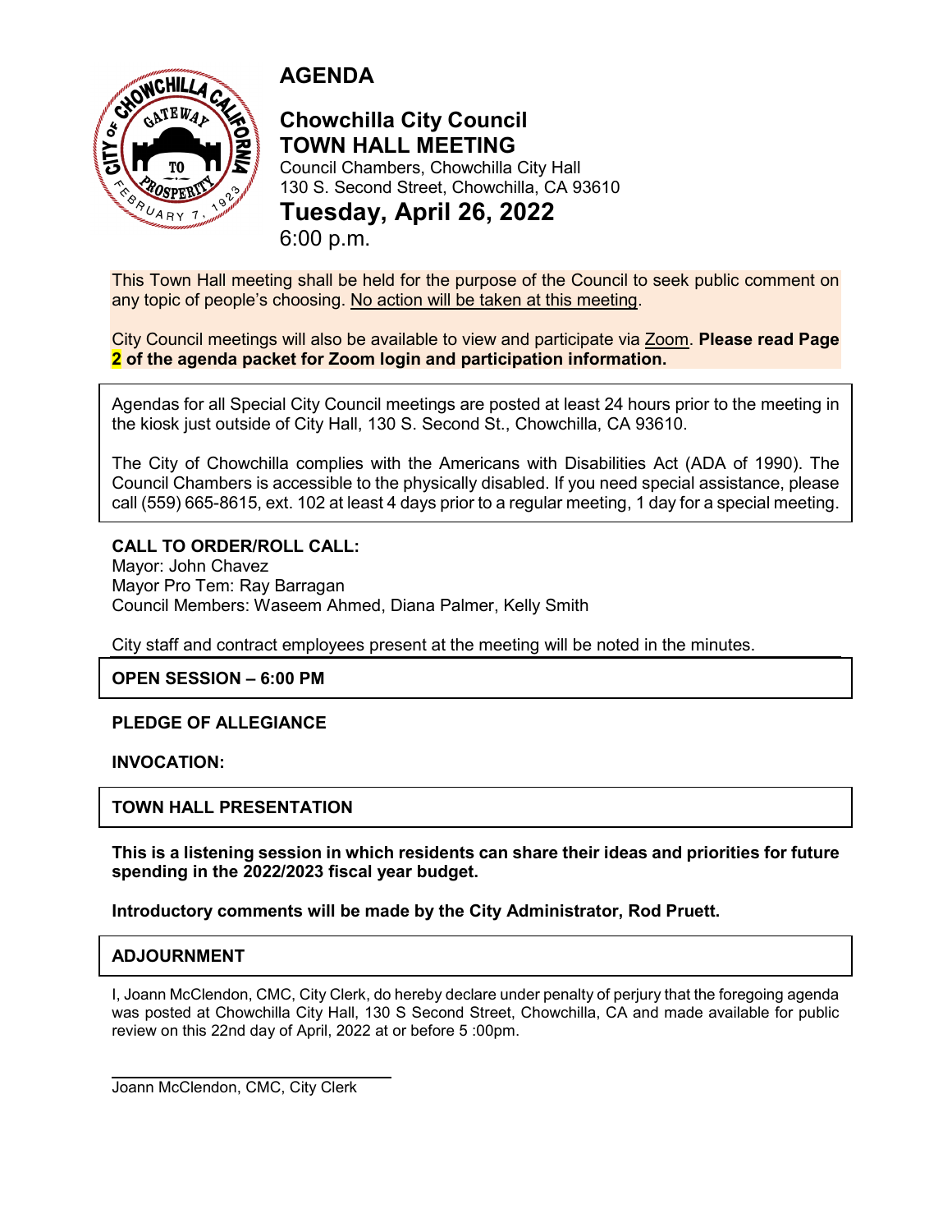# AGENDA

## Chowchilla City Council
## TOWN HALL MEETING

Council Chambers, Chowchilla City Hall
130 S. Second Street, Chowchilla, CA 93610

## Tuesday, April 26, 2022

6:00 p.m.

This Town Hall meeting shall be held for the purpose of the Council to seek public comment on any topic of people's choosing. No action will be taken at this meeting.

City Council meetings will also be available to view and participate via Zoom. **Please read Page 2 of the agenda packet for Zoom login and participation information.**

Agendas for all Special City Council meetings are posted at least 24 hours prior to the meeting in the kiosk just outside of City Hall, 130 S. Second St., Chowchilla, CA 93610.

The City of Chowchilla complies with the Americans with Disabilities Act (ADA of 1990). The Council Chambers is accessible to the physically disabled. If you need special assistance, please call (559) 665-8615, ext. 102 at least 4 days prior to a regular meeting, 1 day for a special meeting.

**CALL TO ORDER/ROLL CALL:**
Mayor: John Chavez
Mayor Pro Tem: Ray Barragan
Council Members: Waseem Ahmed, Diana Palmer, Kelly Smith

City staff and contract employees present at the meeting will be noted in the minutes.

**OPEN SESSION – 6:00 PM**

**PLEDGE OF ALLEGIANCE**

**INVOCATION:**

**TOWN HALL PRESENTATION**

**This is a listening session in which residents can share their ideas and priorities for future spending in the 2022/2023 fiscal year budget.**

**Introductory comments will be made by the City Administrator, Rod Pruett.**

**ADJOURNMENT**

I, Joann McClendon, CMC, City Clerk, do hereby declare under penalty of perjury that the foregoing agenda was posted at Chowchilla City Hall, 130 S Second Street, Chowchilla, CA and made available for public review on this 22nd day of April, 2022 at or before 5 :00pm.

Joann McClendon, CMC, City Clerk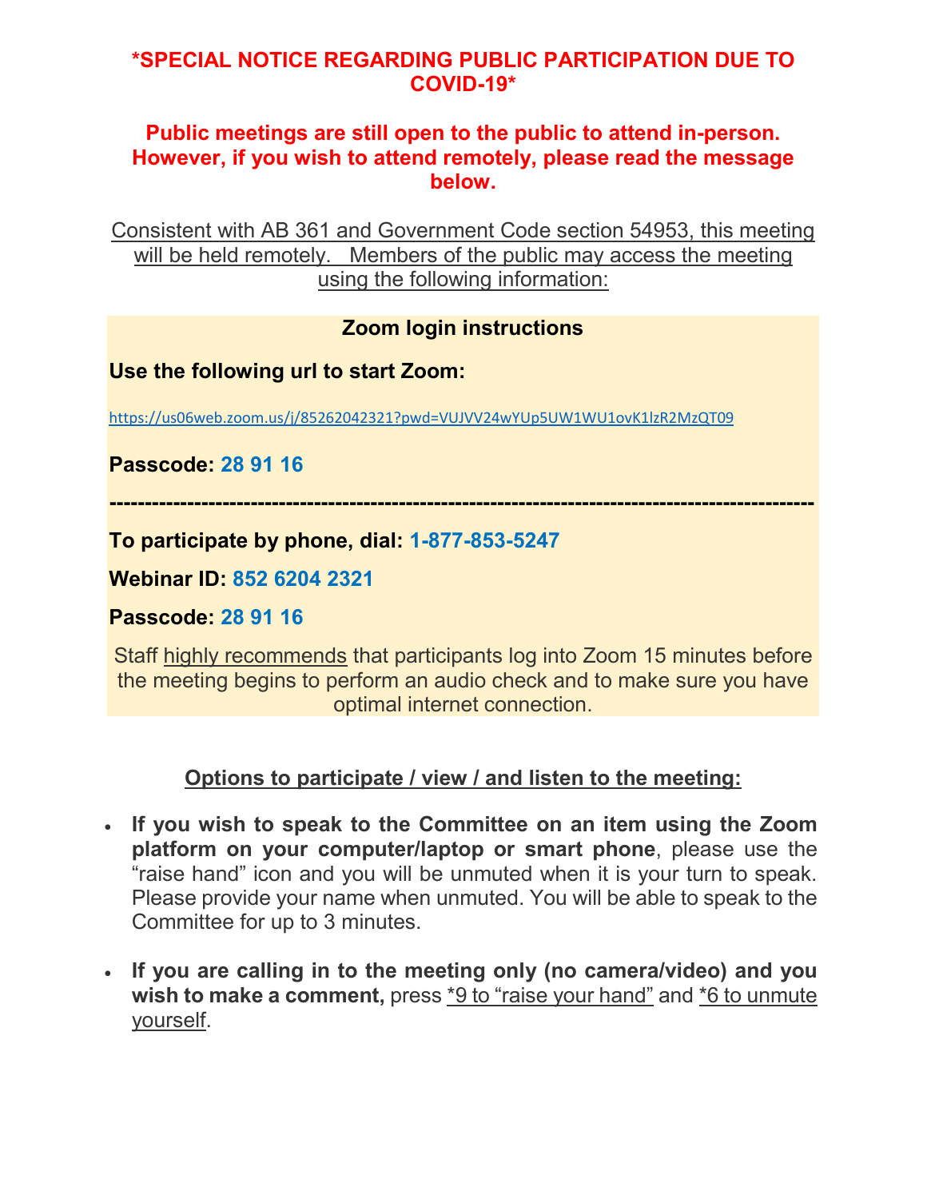**\*SPECIAL NOTICE REGARDING PUBLIC PARTICIPATION DUE TO COVID-19\***

**Public meetings are still open to the public to attend in-person. However, if you wish to attend remotely, please read the message below.**

Consistent with AB 361 and Government Code section 54953, this meeting will be held remotely. Members of the public may access the meeting using the following information:

**Zoom login instructions**

**Use the following url to start Zoom:**

https://us06web.zoom.us/j/85262042321?pwd=VUJVV24wYUp5UW1WU1ovK1lzR2MzQT09

**Passcode: 28 91 16**

---

**To participate by phone, dial: 1-877-853-5247**

**Webinar ID: 852 6204 2321**

**Passcode: 28 91 16**

Staff highly recommends that participants log into Zoom 15 minutes before the meeting begins to perform an audio check and to make sure you have optimal internet connection.

**Options to participate / view / and listen to the meeting:**

- **If you wish to speak to the Committee on an item using the Zoom platform on your computer/laptop or smart phone**, please use the "raise hand" icon and you will be unmuted when it is your turn to speak. Please provide your name when unmuted. You will be able to speak to the Committee for up to 3 minutes.
- **If you are calling in to the meeting only (no camera/video) and you wish to make a comment,** press *9 to "raise your hand" and *6 to unmute yourself.